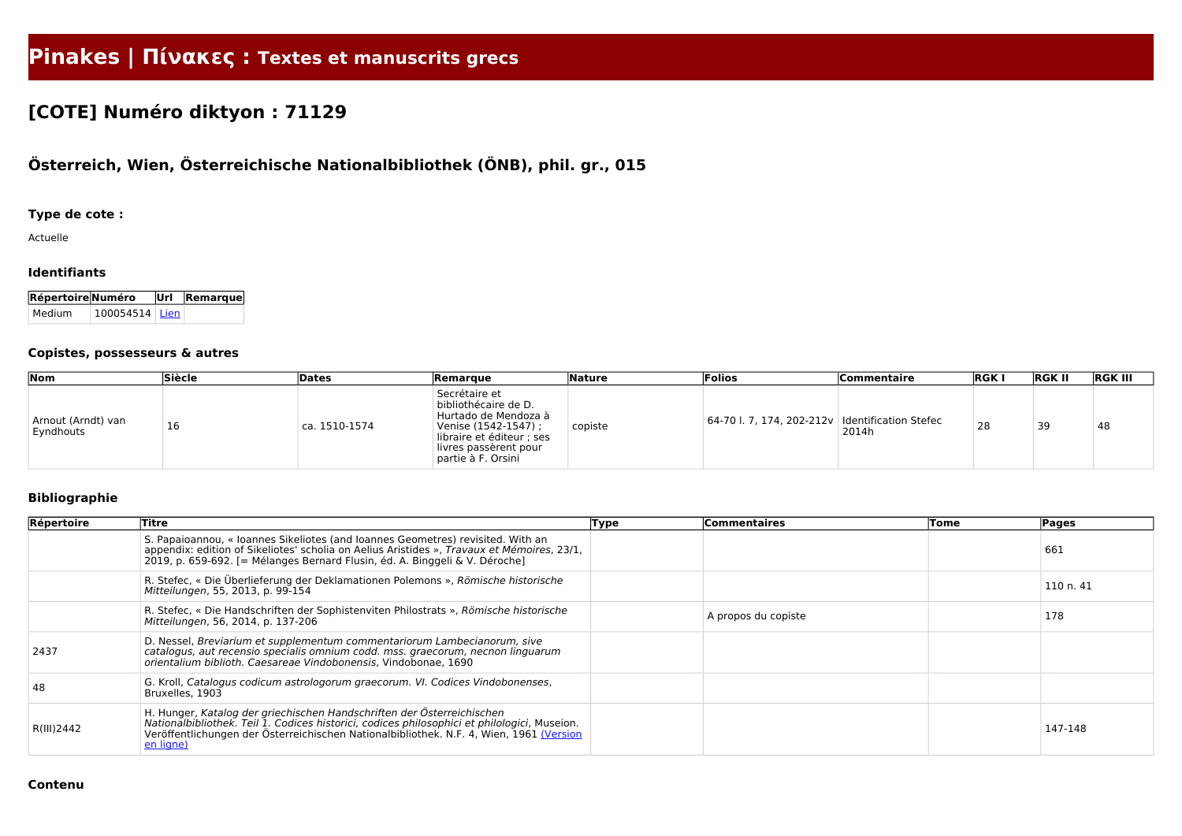# Pinakes | Πίνακες : Textes et manuscrits grecs

## [COTE] Numéro diktyon : 71129

### Österreich, Wien, Österreichische Nationalbibliothek (ÖNB), phil. gr., 015

#### Type de cote :

Actuelle

#### Identifiants

| Répertoire | Numéro | Url | Remarque |
|---|---|---|---|
| Medium | 100054514 | Lien | |

#### Copistes, possesseurs & autres

| Nom | Siècle | Dates | Remarque | Nature | Folios | Commentaire | RGK I | RGK II | RGK III |
|---|---|---|---|---|---|---|---|---|---|
| Arnout (Arndt) van Eyndhouts | 16 | ca. 1510-1574 | Secrétaire et bibliothécaire de D. Hurtado de Mendoza à Venise (1542-1547) ; libraire et éditeur ; ses livres passèrent pour partie à F. Orsini | copiste | 64-70 l. 7, 174, 202-212v | Identification Stefec 2014h | 28 | 39 | 48 |

#### Bibliographie

| Répertoire | Titre | Type | Commentaires | Tome | Pages |
|---|---|---|---|---|---|
| | S. Papaioannou, « Ioannes Sikeliotes (and Ioannes Geometres) revisited. With an appendix: edition of Sikeliotes' scholia on Aelius Aristides », *Travaux et Mémoires*, 23/1, 2019, p. 659-692. [= Mélanges Bernard Flusin, éd. A. Binggeli & V. Déroche] | | | | 661 |
| | R. Stefec, « Die Überlieferung der Deklamationen Polemons », *Römische historische Mitteilungen*, 55, 2013, p. 99-154 | | | | 110 n. 41 |
| | R. Stefec, « Die Handschriften der Sophistenviten Philostrats », *Römische historische Mitteilungen*, 56, 2014, p. 137-206 | | A propos du copiste | | 178 |
| 2437 | D. Nessel, *Breviarium et supplementum commentariorum Lambecianorum, sive catalogus, aut recensio specialis omnium codd. mss. graecorum, necnon linguarum orientalium biblioth. Caesareae Vindobonensis*, Vindobonae, 1690 | | | | |
| 48 | G. Kroll, *Catalogus codicum astrologorum graecorum. VI. Codices Vindobonenses*, Bruxelles, 1903 | | | | |
| R(III)2442 | H. Hunger, *Katalog der griechischen Handschriften der Österreichischen Nationalbibliothek. Teil 1. Codices historici, codices philosophici et philologici*, Museion. Veröffentlichungen der Österreichischen Nationalbibliothek. N.F. 4, Wien, 1961 (Version en ligne) | | | | 147-148 |

#### Contenu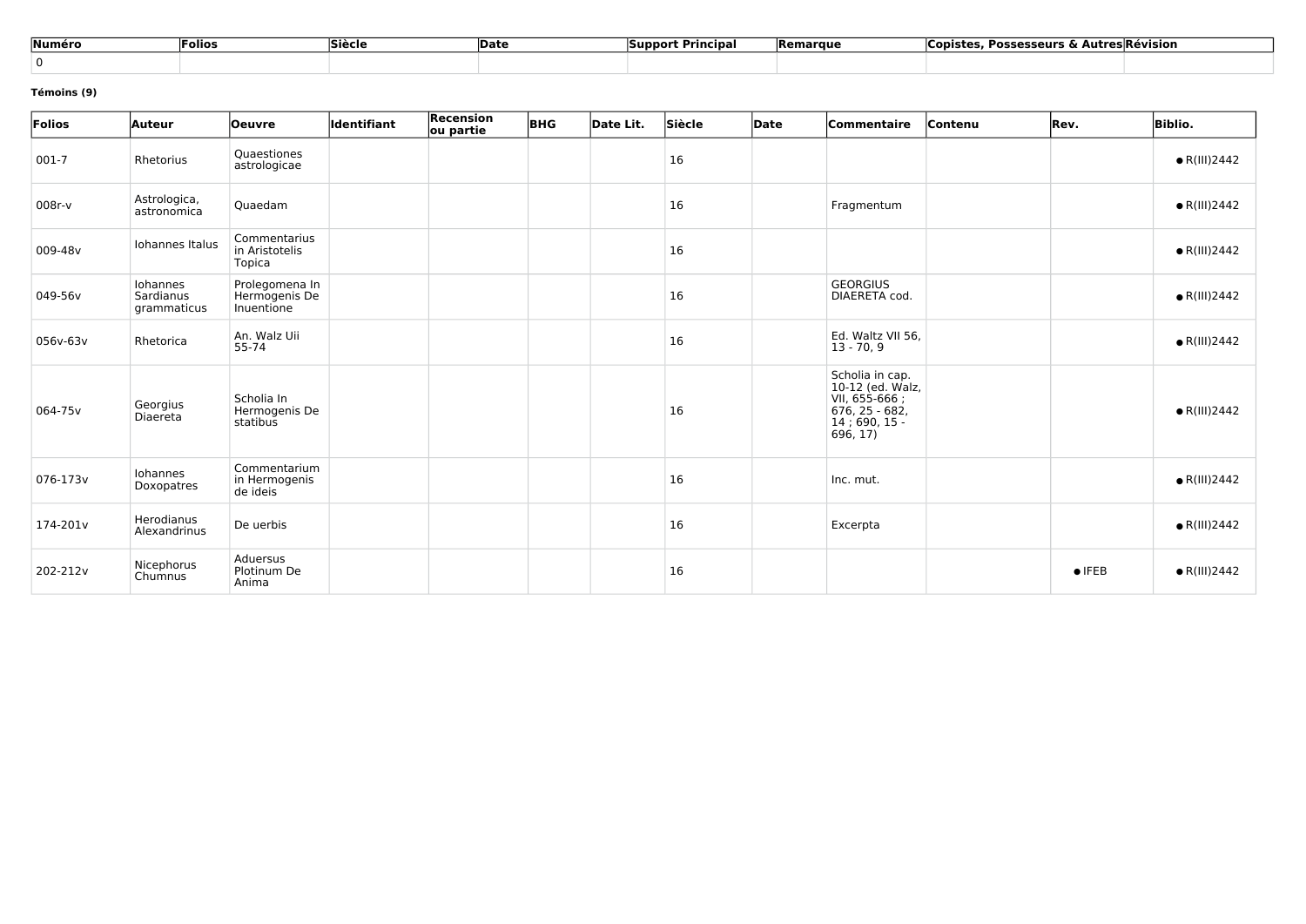| Numéro | Folios | Siècle | Date | Support Principal | Remarque | Copistes, Possesseurs & Autres | Révision |
|---|---|---|---|---|---|---|---|
| 0 | | | | | | | |

**Témoins (9)**

| Folios | Auteur | Oeuvre | Identifiant | Recension ou partie | BHG | Date Lit. | Siècle | Date | Commentaire | Contenu | Rev. | Biblio. |
|---|---|---|---|---|---|---|---|---|---|---|---|---|
| 001-7 | Rhetorius | Quaestiones astrologicae | | | | | 16 | | | | | ● R(III)2442 |
| 008r-v | Astrologica, astronomica | Quaedam | | | | | 16 | | Fragmentum | | | ● R(III)2442 |
| 009-48v | Iohannes Italus | Commentarius in Aristotelis Topica | | | | | 16 | | | | | ● R(III)2442 |
| 049-56v | Iohannes Sardianus grammaticus | Prolegomena In Hermogenis De Inuentione | | | | | 16 | | GEORGIUS DIAERETA cod. | | | ● R(III)2442 |
| 056v-63v | Rhetorica | An. Walz Uii 55-74 | | | | | 16 | | Ed. Waltz VII 56, 13 - 70, 9 | | | ● R(III)2442 |
| 064-75v | Georgius Diaereta | Scholia In Hermogenis De statibus | | | | | 16 | | Scholia in cap. 10-12 (ed. Walz, VII, 655-666 ; 676, 25 - 682, 14 ; 690, 15 - 696, 17) | | | ● R(III)2442 |
| 076-173v | Iohannes Doxopatres | Commentarium in Hermogenis de ideis | | | | | 16 | | Inc. mut. | | | ● R(III)2442 |
| 174-201v | Herodianus Alexandrinus | De uerbis | | | | | 16 | | Excerpta | | | ● R(III)2442 |
| 202-212v | Nicephorus Chumnus | Aduersus Plotinum De Anima | | | | | 16 | | | | ● IFEB | ● R(III)2442 |